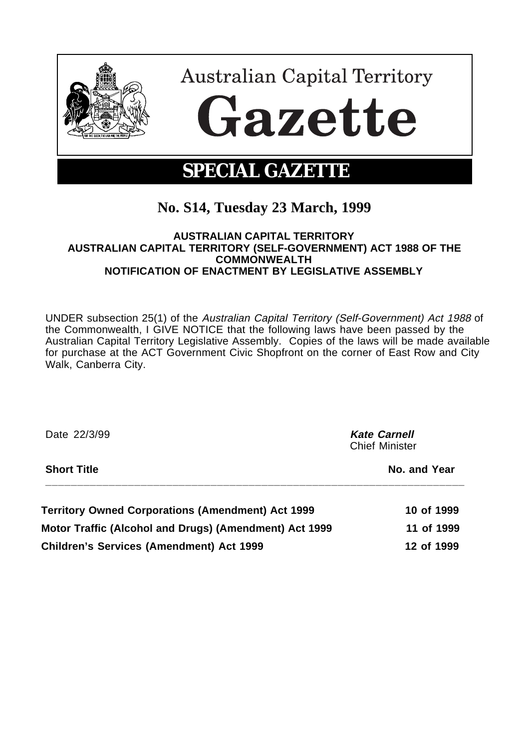# Australian Capital Territory Gazette

## SPECIAL GAZETTE

## No. S14, Tuesday 23 March, 1999

**AUSTRALIAN CAPITAL TERRITORY**
**AUSTRALIAN CAPITAL TERRITORY (SELF-GOVERNMENT) ACT 1988 OF THE COMMONWEALTH**
**NOTIFICATION OF ENACTMENT BY LEGISLATIVE ASSEMBLY**

UNDER subsection 25(1) of the *Australian Capital Territory (Self-Government) Act 1988* of the Commonwealth, I GIVE NOTICE that the following laws have been passed by the Australian Capital Territory Legislative Assembly. Copies of the laws will be made available for purchase at the ACT Government Civic Shopfront on the corner of East Row and City Walk, Canberra City.

Date 22/3/99

***Kate Carnell***
Chief Minister

| **Short Title** | **No. and Year** |
|---|---|
| **Territory Owned Corporations (Amendment) Act 1999** | **10 of 1999** |
| **Motor Traffic (Alcohol and Drugs) (Amendment) Act 1999** | **11 of 1999** |
| **Children's Services (Amendment) Act 1999** | **12 of 1999** |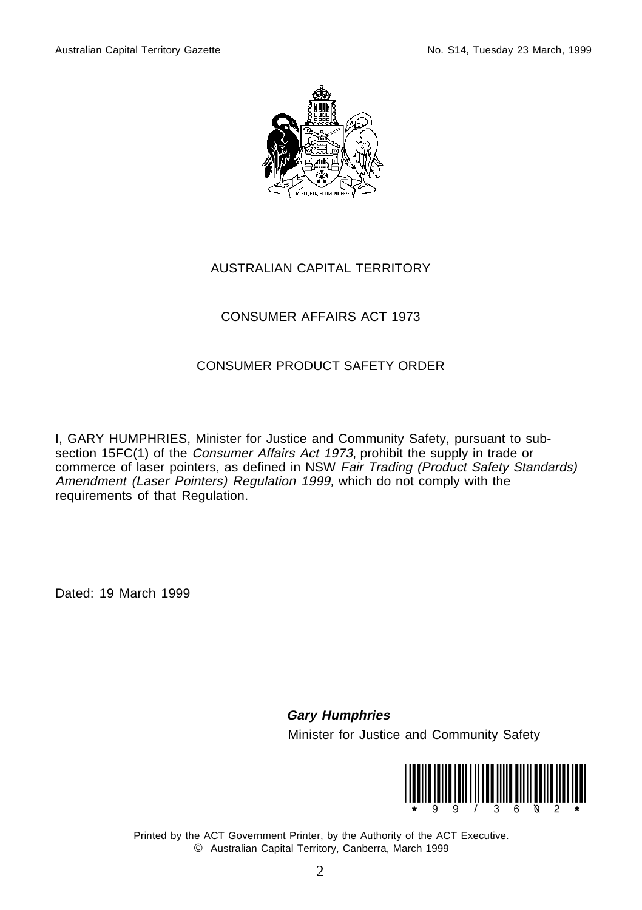AUSTRALIAN CAPITAL TERRITORY

CONSUMER AFFAIRS ACT 1973

CONSUMER PRODUCT SAFETY ORDER

I, GARY HUMPHRIES, Minister for Justice and Community Safety, pursuant to sub-section 15FC(1) of the *Consumer Affairs Act 1973*, prohibit the supply in trade or commerce of laser pointers, as defined in NSW *Fair Trading (Product Safety Standards) Amendment (Laser Pointers) Regulation 1999,* which do not comply with the requirements of that Regulation.

Dated: 19 March 1999

**Gary Humphries**
Minister for Justice and Community Safety

\* 9 9 / 3 6 0 2 \*

Printed by the ACT Government Printer, by the Authority of the ACT Executive.
© Australian Capital Territory, Canberra, March 1999